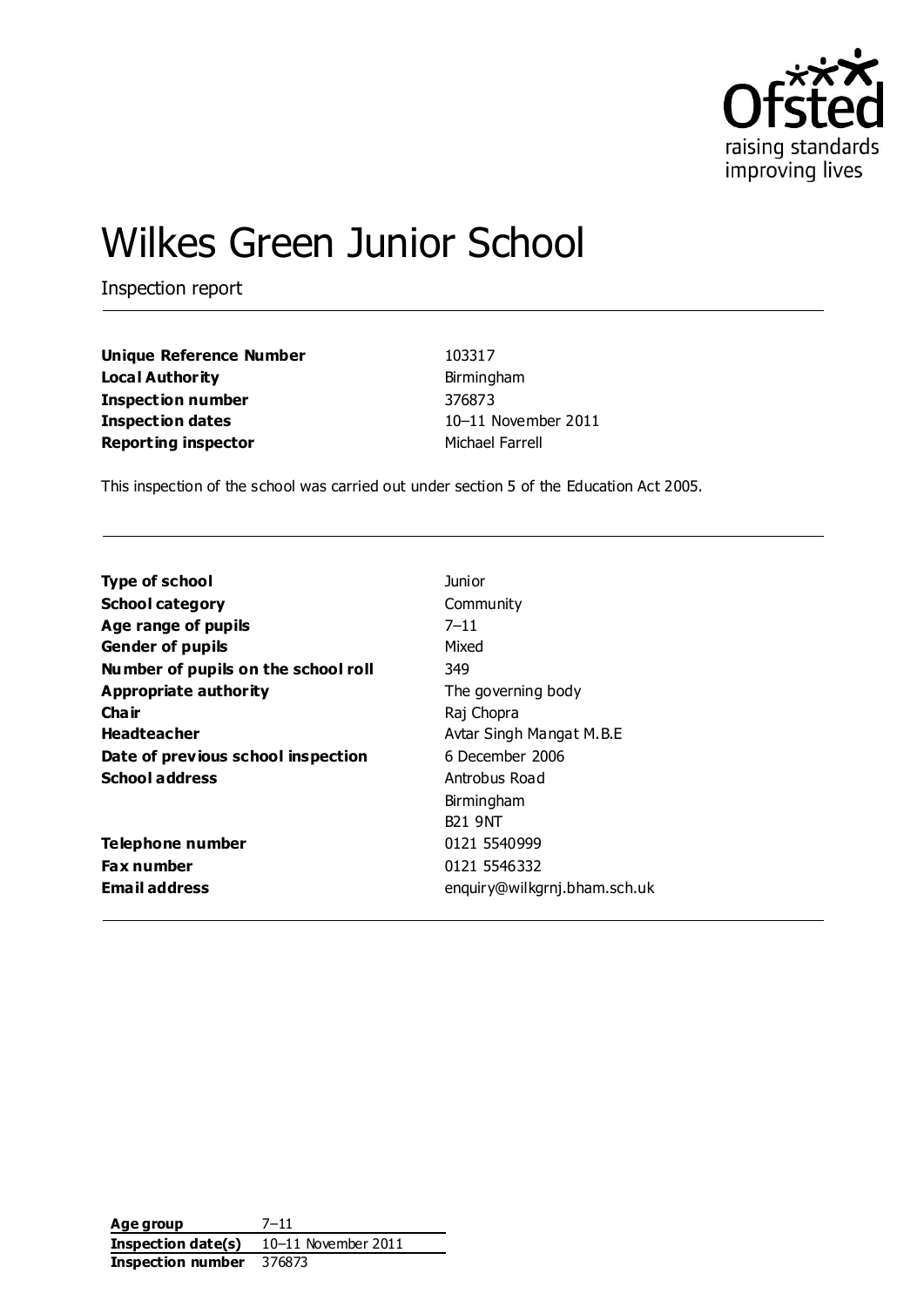Ofsted
raising standards
improving lives

# Wilkes Green Junior School

Inspection report

| | |
|---|---|
| **Unique Reference Number** | 103317 |
| **Local Authority** | Birmingham |
| **Inspection number** | 376873 |
| **Inspection dates** | 10–11 November 2011 |
| **Reporting inspector** | Michael Farrell |

This inspection of the school was carried out under section 5 of the Education Act 2005.

| | |
|---|---|
| **Type of school** | Junior |
| **School category** | Community |
| **Age range of pupils** | 7–11 |
| **Gender of pupils** | Mixed |
| **Number of pupils on the school roll** | 349 |
| **Appropriate authority** | The governing body |
| **Chair** | Raj Chopra |
| **Headteacher** | Avtar Singh Mangat M.B.E |
| **Date of previous school inspection** | 6 December 2006 |
| **School address** | Antrobus Road<br>Birmingham<br>B21 9NT |
| **Telephone number** | 0121 5540999 |
| **Fax number** | 0121 5546332 |
| **Email address** | enquiry@wilkgrnj.bham.sch.uk |

| | |
|---|---|
| **Age group** | 7–11 |
| **Inspection date(s)** | 10–11 November 2011 |
| **Inspection number** | 376873 |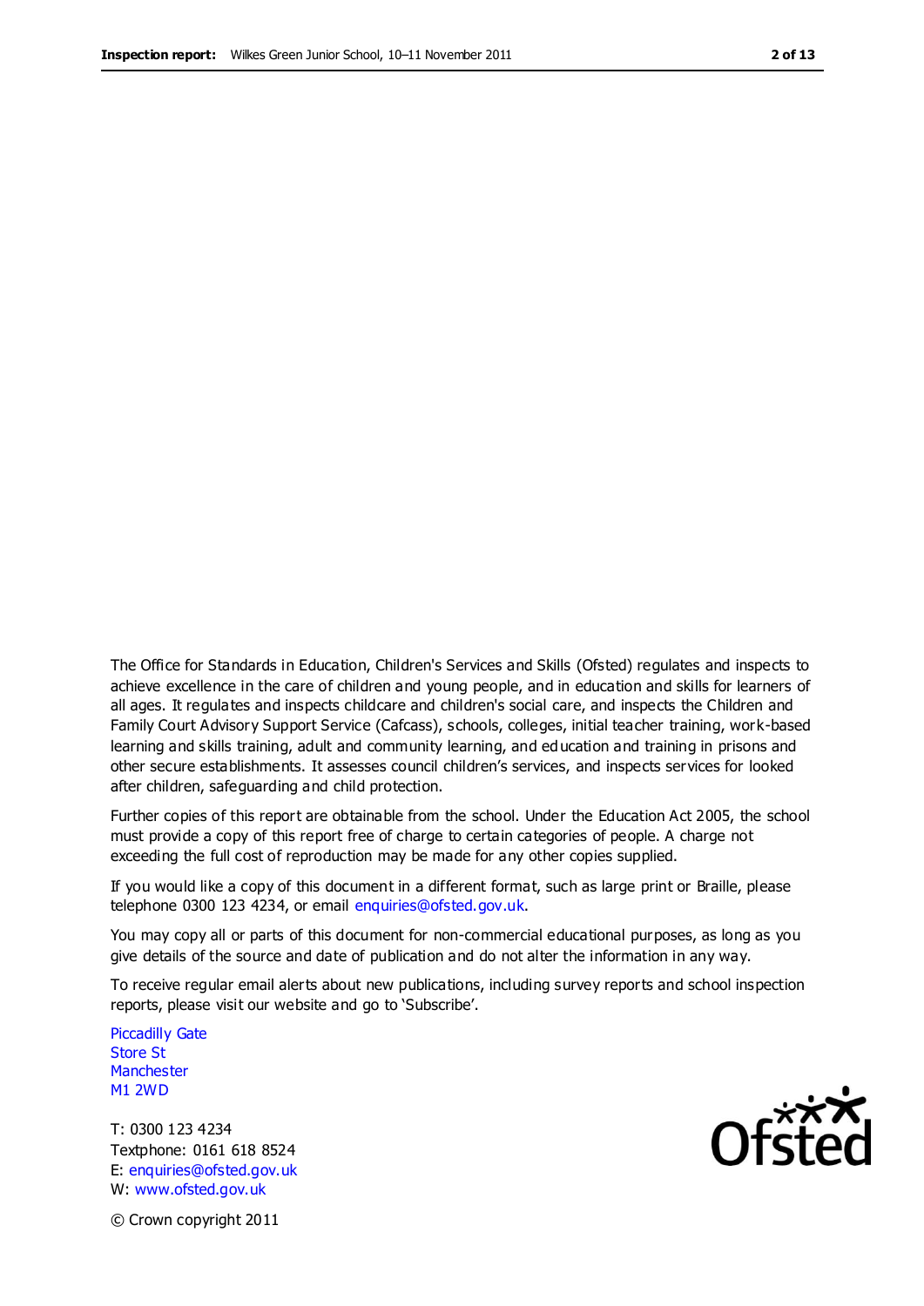The Office for Standards in Education, Children's Services and Skills (Ofsted) regulates and inspects to achieve excellence in the care of children and young people, and in education and skills for learners of all ages. It regulates and inspects childcare and children's social care, and inspects the Children and Family Court Advisory Support Service (Cafcass), schools, colleges, initial teacher training, work-based learning and skills training, adult and community learning, and education and training in prisons and other secure establishments. It assesses council children's services, and inspects services for looked after children, safeguarding and child protection.

Further copies of this report are obtainable from the school. Under the Education Act 2005, the school must provide a copy of this report free of charge to certain categories of people. A charge not exceeding the full cost of reproduction may be made for any other copies supplied.

If you would like a copy of this document in a different format, such as large print or Braille, please telephone 0300 123 4234, or email enquiries@ofsted.gov.uk.

You may copy all or parts of this document for non-commercial educational purposes, as long as you give details of the source and date of publication and do not alter the information in any way.

To receive regular email alerts about new publications, including survey reports and school inspection reports, please visit our website and go to 'Subscribe'.

Piccadilly Gate
Store St
Manchester
M1 2WD

T: 0300 123 4234
Textphone: 0161 618 8524
E: enquiries@ofsted.gov.uk
W: www.ofsted.gov.uk

© Crown copyright 2011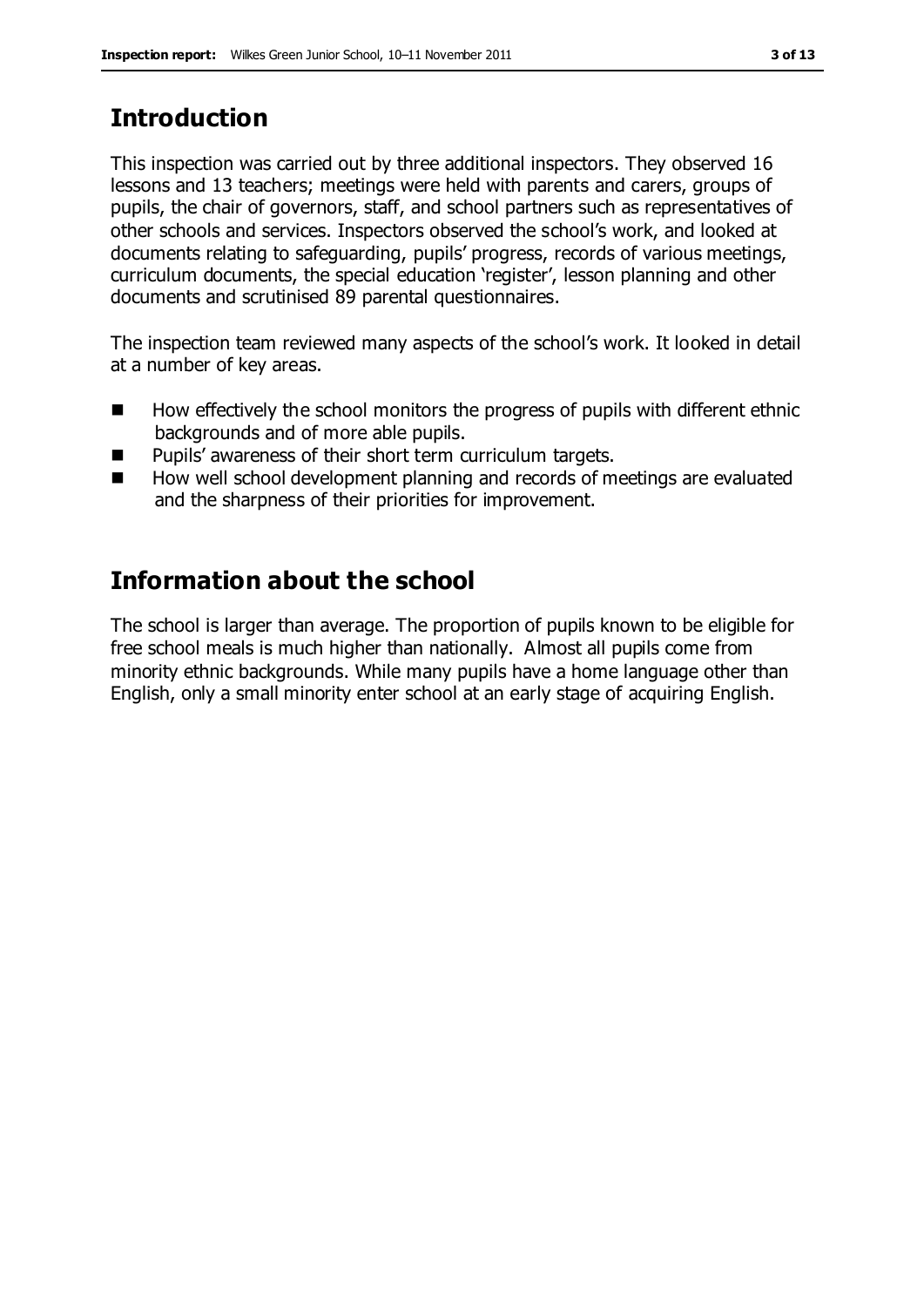## Introduction

This inspection was carried out by three additional inspectors. They observed 16 lessons and 13 teachers; meetings were held with parents and carers, groups of pupils, the chair of governors, staff, and school partners such as representatives of other schools and services. Inspectors observed the school's work, and looked at documents relating to safeguarding, pupils' progress, records of various meetings, curriculum documents, the special education 'register', lesson planning and other documents and scrutinised 89 parental questionnaires.

The inspection team reviewed many aspects of the school's work. It looked in detail at a number of key areas.

- How effectively the school monitors the progress of pupils with different ethnic backgrounds and of more able pupils.
- Pupils' awareness of their short term curriculum targets.
- How well school development planning and records of meetings are evaluated and the sharpness of their priorities for improvement.

## Information about the school

The school is larger than average. The proportion of pupils known to be eligible for free school meals is much higher than nationally. Almost all pupils come from minority ethnic backgrounds. While many pupils have a home language other than English, only a small minority enter school at an early stage of acquiring English.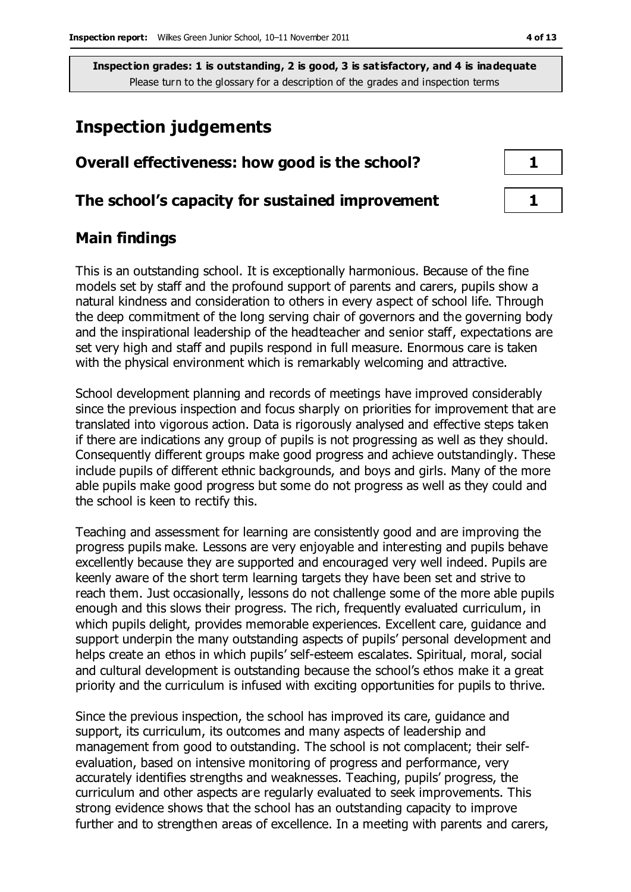**Inspection grades: 1 is outstanding, 2 is good, 3 is satisfactory, and 4 is inadequate**
Please turn to the glossary for a description of the grades and inspection terms

# Inspection judgements

| | |
|---|---|
| **Overall effectiveness: how good is the school?** | **1** |
| **The school's capacity for sustained improvement** | **1** |

## Main findings

This is an outstanding school. It is exceptionally harmonious. Because of the fine models set by staff and the profound support of parents and carers, pupils show a natural kindness and consideration to others in every aspect of school life. Through the deep commitment of the long serving chair of governors and the governing body and the inspirational leadership of the headteacher and senior staff, expectations are set very high and staff and pupils respond in full measure. Enormous care is taken with the physical environment which is remarkably welcoming and attractive.

School development planning and records of meetings have improved considerably since the previous inspection and focus sharply on priorities for improvement that are translated into vigorous action. Data is rigorously analysed and effective steps taken if there are indications any group of pupils is not progressing as well as they should. Consequently different groups make good progress and achieve outstandingly. These include pupils of different ethnic backgrounds, and boys and girls. Many of the more able pupils make good progress but some do not progress as well as they could and the school is keen to rectify this.

Teaching and assessment for learning are consistently good and are improving the progress pupils make. Lessons are very enjoyable and interesting and pupils behave excellently because they are supported and encouraged very well indeed. Pupils are keenly aware of the short term learning targets they have been set and strive to reach them. Just occasionally, lessons do not challenge some of the more able pupils enough and this slows their progress. The rich, frequently evaluated curriculum, in which pupils delight, provides memorable experiences. Excellent care, guidance and support underpin the many outstanding aspects of pupils' personal development and helps create an ethos in which pupils' self-esteem escalates. Spiritual, moral, social and cultural development is outstanding because the school's ethos make it a great priority and the curriculum is infused with exciting opportunities for pupils to thrive.

Since the previous inspection, the school has improved its care, guidance and support, its curriculum, its outcomes and many aspects of leadership and management from good to outstanding. The school is not complacent; their self-evaluation, based on intensive monitoring of progress and performance, very accurately identifies strengths and weaknesses. Teaching, pupils' progress, the curriculum and other aspects are regularly evaluated to seek improvements. This strong evidence shows that the school has an outstanding capacity to improve further and to strengthen areas of excellence. In a meeting with parents and carers,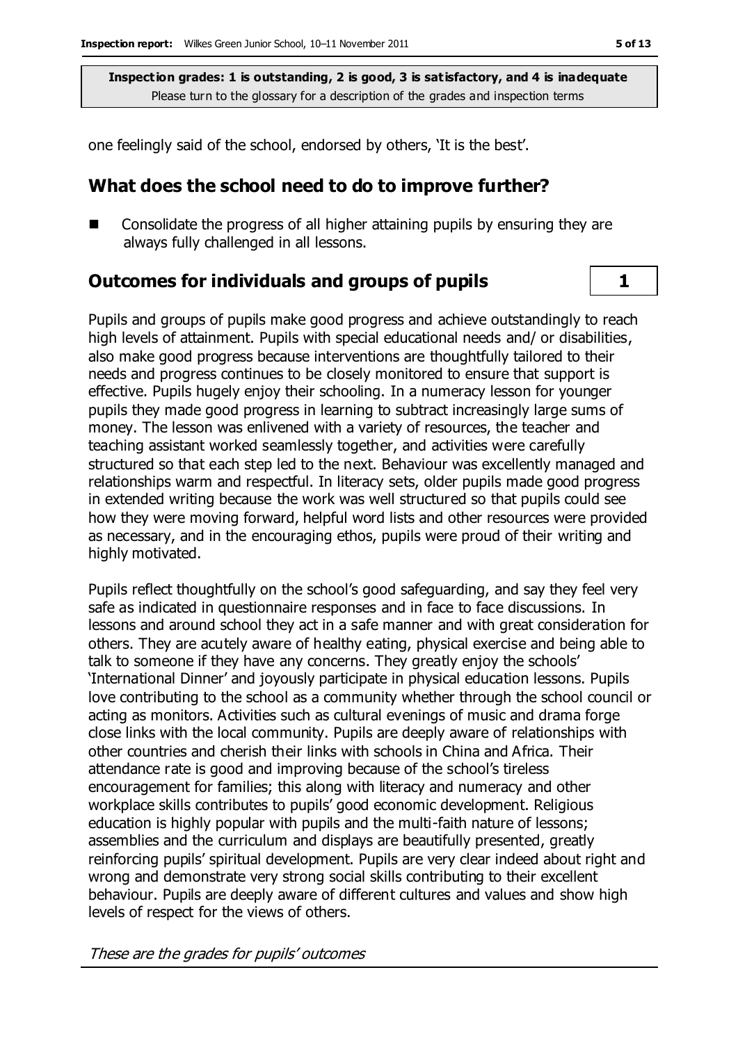**Inspection grades: 1 is outstanding, 2 is good, 3 is satisfactory, and 4 is inadequate**
Please turn to the glossary for a description of the grades and inspection terms

one feelingly said of the school, endorsed by others, 'It is the best'.

## What does the school need to do to improve further?

- Consolidate the progress of all higher attaining pupils by ensuring they are always fully challenged in all lessons.

## Outcomes for individuals and groups of pupils — 1

Pupils and groups of pupils make good progress and achieve outstandingly to reach high levels of attainment. Pupils with special educational needs and/ or disabilities, also make good progress because interventions are thoughtfully tailored to their needs and progress continues to be closely monitored to ensure that support is effective. Pupils hugely enjoy their schooling. In a numeracy lesson for younger pupils they made good progress in learning to subtract increasingly large sums of money. The lesson was enlivened with a variety of resources, the teacher and teaching assistant worked seamlessly together, and activities were carefully structured so that each step led to the next. Behaviour was excellently managed and relationships warm and respectful. In literacy sets, older pupils made good progress in extended writing because the work was well structured so that pupils could see how they were moving forward, helpful word lists and other resources were provided as necessary, and in the encouraging ethos, pupils were proud of their writing and highly motivated.

Pupils reflect thoughtfully on the school's good safeguarding, and say they feel very safe as indicated in questionnaire responses and in face to face discussions. In lessons and around school they act in a safe manner and with great consideration for others. They are acutely aware of healthy eating, physical exercise and being able to talk to someone if they have any concerns. They greatly enjoy the schools' 'International Dinner' and joyously participate in physical education lessons. Pupils love contributing to the school as a community whether through the school council or acting as monitors. Activities such as cultural evenings of music and drama forge close links with the local community. Pupils are deeply aware of relationships with other countries and cherish their links with schools in China and Africa. Their attendance rate is good and improving because of the school's tireless encouragement for families; this along with literacy and numeracy and other workplace skills contributes to pupils' good economic development. Religious education is highly popular with pupils and the multi-faith nature of lessons; assemblies and the curriculum and displays are beautifully presented, greatly reinforcing pupils' spiritual development. Pupils are very clear indeed about right and wrong and demonstrate very strong social skills contributing to their excellent behaviour. Pupils are deeply aware of different cultures and values and show high levels of respect for the views of others.

*These are the grades for pupils' outcomes*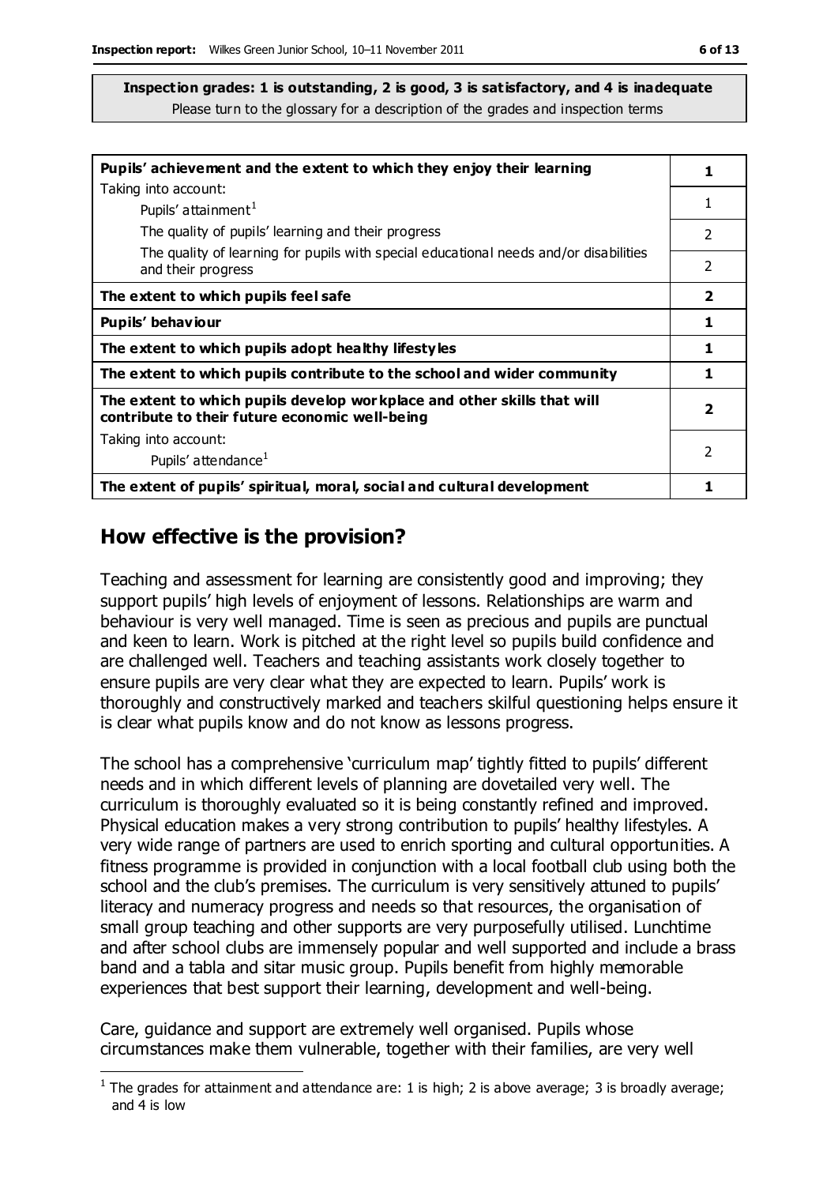**Inspection grades: 1 is outstanding, 2 is good, 3 is satisfactory, and 4 is inadequate**
Please turn to the glossary for a description of the grades and inspection terms

| | |
|---|---|
| **Pupils' achievement and the extent to which they enjoy their learning** | **1** |
| Taking into account: Pupils' attainment[1] | 1 |
| The quality of pupils' learning and their progress | 2 |
| The quality of learning for pupils with special educational needs and/or disabilities and their progress | 2 |
| **The extent to which pupils feel safe** | **2** |
| **Pupils' behaviour** | **1** |
| **The extent to which pupils adopt healthy lifestyles** | **1** |
| **The extent to which pupils contribute to the school and wider community** | **1** |
| **The extent to which pupils develop workplace and other skills that will contribute to their future economic well-being** | **2** |
| Taking into account: Pupils' attendance[1] | 2 |
| **The extent of pupils' spiritual, moral, social and cultural development** | **1** |

## How effective is the provision?

Teaching and assessment for learning are consistently good and improving; they support pupils' high levels of enjoyment of lessons. Relationships are warm and behaviour is very well managed. Time is seen as precious and pupils are punctual and keen to learn. Work is pitched at the right level so pupils build confidence and are challenged well. Teachers and teaching assistants work closely together to ensure pupils are very clear what they are expected to learn. Pupils' work is thoroughly and constructively marked and teachers skilful questioning helps ensure it is clear what pupils know and do not know as lessons progress.

The school has a comprehensive 'curriculum map' tightly fitted to pupils' different needs and in which different levels of planning are dovetailed very well. The curriculum is thoroughly evaluated so it is being constantly refined and improved. Physical education makes a very strong contribution to pupils' healthy lifestyles. A very wide range of partners are used to enrich sporting and cultural opportunities. A fitness programme is provided in conjunction with a local football club using both the school and the club's premises. The curriculum is very sensitively attuned to pupils' literacy and numeracy progress and needs so that resources, the organisation of small group teaching and other supports are very purposefully utilised. Lunchtime and after school clubs are immensely popular and well supported and include a brass band and a tabla and sitar music group. Pupils benefit from highly memorable experiences that best support their learning, development and well-being.

Care, guidance and support are extremely well organised. Pupils whose circumstances make them vulnerable, together with their families, are very well

[1] The grades for attainment and attendance are: 1 is high; 2 is above average; 3 is broadly average; and 4 is low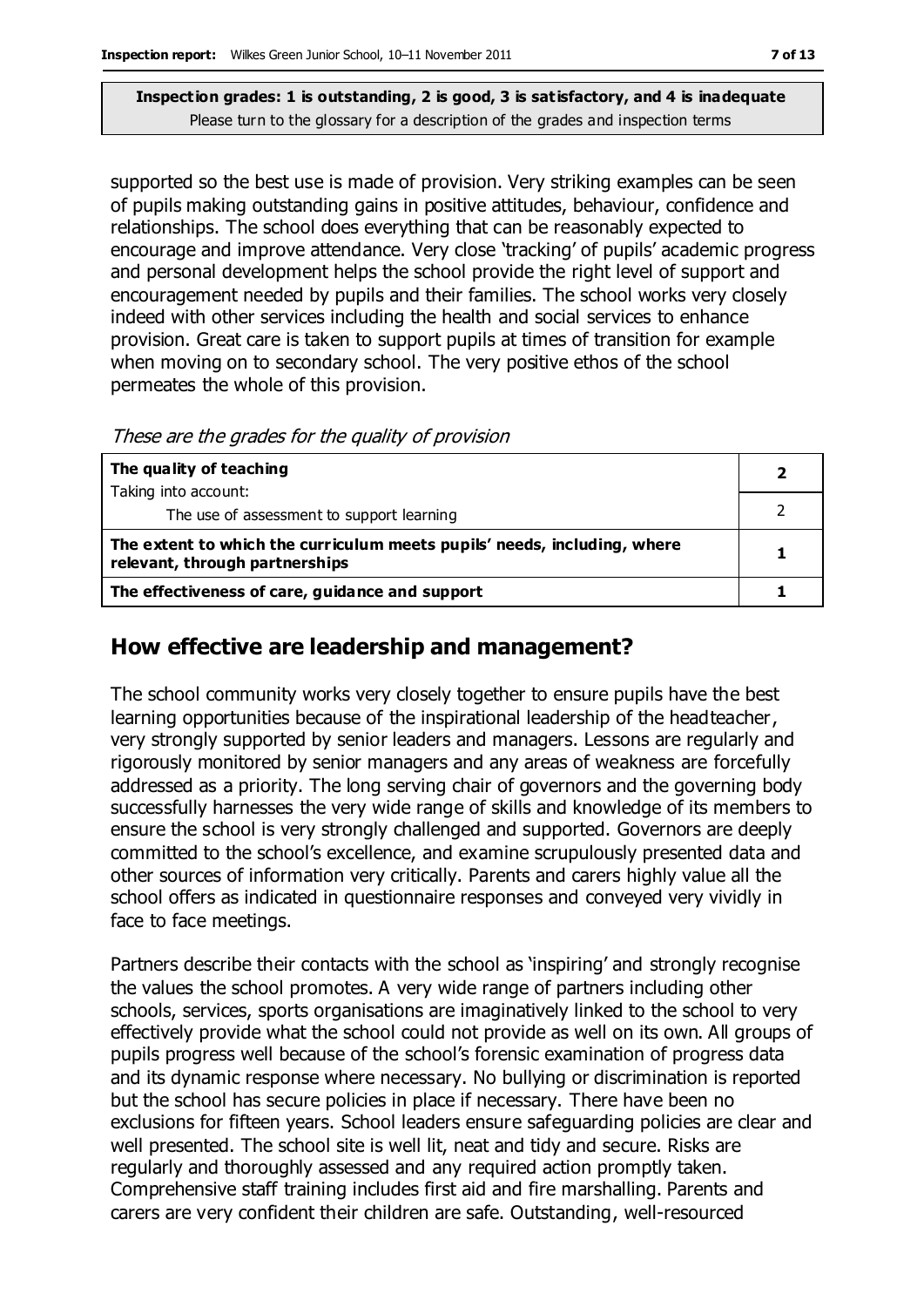**Inspection grades: 1 is outstanding, 2 is good, 3 is satisfactory, and 4 is inadequate**
Please turn to the glossary for a description of the grades and inspection terms

supported so the best use is made of provision. Very striking examples can be seen of pupils making outstanding gains in positive attitudes, behaviour, confidence and relationships. The school does everything that can be reasonably expected to encourage and improve attendance. Very close 'tracking' of pupils' academic progress and personal development helps the school provide the right level of support and encouragement needed by pupils and their families. The school works very closely indeed with other services including the health and social services to enhance provision. Great care is taken to support pupils at times of transition for example when moving on to secondary school. The very positive ethos of the school permeates the whole of this provision.

*These are the grades for the quality of provision*

| | |
|---|---|
| **The quality of teaching**<br>Taking into account: | **2** |
| The use of assessment to support learning | 2 |
| **The extent to which the curriculum meets pupils' needs, including, where relevant, through partnerships** | **1** |
| **The effectiveness of care, guidance and support** | **1** |

## How effective are leadership and management?

The school community works very closely together to ensure pupils have the best learning opportunities because of the inspirational leadership of the headteacher, very strongly supported by senior leaders and managers. Lessons are regularly and rigorously monitored by senior managers and any areas of weakness are forcefully addressed as a priority. The long serving chair of governors and the governing body successfully harnesses the very wide range of skills and knowledge of its members to ensure the school is very strongly challenged and supported. Governors are deeply committed to the school's excellence, and examine scrupulously presented data and other sources of information very critically. Parents and carers highly value all the school offers as indicated in questionnaire responses and conveyed very vividly in face to face meetings.

Partners describe their contacts with the school as 'inspiring' and strongly recognise the values the school promotes. A very wide range of partners including other schools, services, sports organisations are imaginatively linked to the school to very effectively provide what the school could not provide as well on its own. All groups of pupils progress well because of the school's forensic examination of progress data and its dynamic response where necessary. No bullying or discrimination is reported but the school has secure policies in place if necessary. There have been no exclusions for fifteen years. School leaders ensure safeguarding policies are clear and well presented. The school site is well lit, neat and tidy and secure. Risks are regularly and thoroughly assessed and any required action promptly taken. Comprehensive staff training includes first aid and fire marshalling. Parents and carers are very confident their children are safe. Outstanding, well-resourced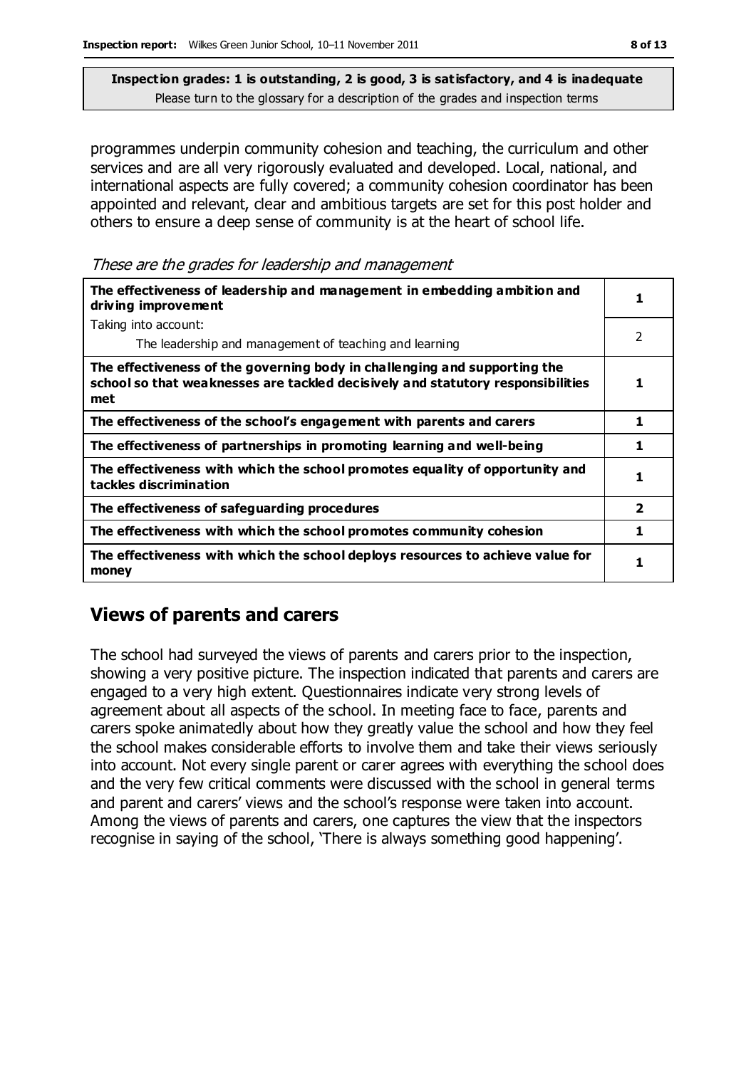**Inspection grades: 1 is outstanding, 2 is good, 3 is satisfactory, and 4 is inadequate**
Please turn to the glossary for a description of the grades and inspection terms

programmes underpin community cohesion and teaching, the curriculum and other services and are all very rigorously evaluated and developed. Local, national, and international aspects are fully covered; a community cohesion coordinator has been appointed and relevant, clear and ambitious targets are set for this post holder and others to ensure a deep sense of community is at the heart of school life.

*These are the grades for leadership and management*

| | |
|---|---|
| **The effectiveness of leadership and management in embedding ambition and driving improvement** | **1** |
| Taking into account: The leadership and management of teaching and learning | 2 |
| **The effectiveness of the governing body in challenging and supporting the school so that weaknesses are tackled decisively and statutory responsibilities met** | **1** |
| **The effectiveness of the school's engagement with parents and carers** | **1** |
| **The effectiveness of partnerships in promoting learning and well-being** | **1** |
| **The effectiveness with which the school promotes equality of opportunity and tackles discrimination** | **1** |
| **The effectiveness of safeguarding procedures** | **2** |
| **The effectiveness with which the school promotes community cohesion** | **1** |
| **The effectiveness with which the school deploys resources to achieve value for money** | **1** |

## Views of parents and carers

The school had surveyed the views of parents and carers prior to the inspection, showing a very positive picture. The inspection indicated that parents and carers are engaged to a very high extent. Questionnaires indicate very strong levels of agreement about all aspects of the school. In meeting face to face, parents and carers spoke animatedly about how they greatly value the school and how they feel the school makes considerable efforts to involve them and take their views seriously into account. Not every single parent or carer agrees with everything the school does and the very few critical comments were discussed with the school in general terms and parent and carers' views and the school's response were taken into account. Among the views of parents and carers, one captures the view that the inspectors recognise in saying of the school, 'There is always something good happening'.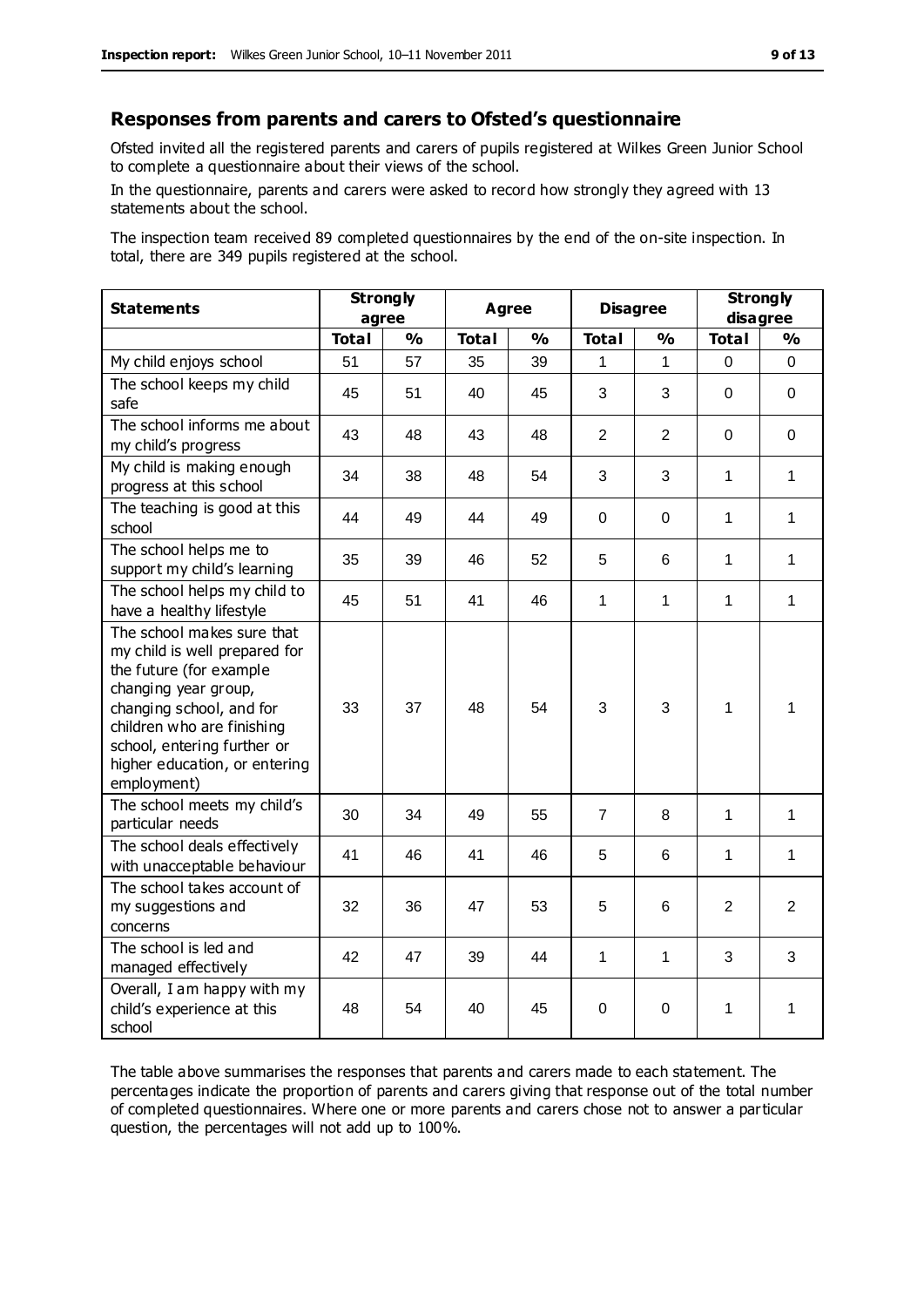## Responses from parents and carers to Ofsted's questionnaire

Ofsted invited all the registered parents and carers of pupils registered at Wilkes Green Junior School to complete a questionnaire about their views of the school.

In the questionnaire, parents and carers were asked to record how strongly they agreed with 13 statements about the school.

The inspection team received 89 completed questionnaires by the end of the on-site inspection. In total, there are 349 pupils registered at the school.

| Statements | Strongly agree | | Agree | | Disagree | | Strongly disagree | |
|---|---|---|---|---|---|---|---|---|
| | Total | % | Total | % | Total | % | Total | % |
| My child enjoys school | 51 | 57 | 35 | 39 | 1 | 1 | 0 | 0 |
| The school keeps my child safe | 45 | 51 | 40 | 45 | 3 | 3 | 0 | 0 |
| The school informs me about my child's progress | 43 | 48 | 43 | 48 | 2 | 2 | 0 | 0 |
| My child is making enough progress at this school | 34 | 38 | 48 | 54 | 3 | 3 | 1 | 1 |
| The teaching is good at this school | 44 | 49 | 44 | 49 | 0 | 0 | 1 | 1 |
| The school helps me to support my child's learning | 35 | 39 | 46 | 52 | 5 | 6 | 1 | 1 |
| The school helps my child to have a healthy lifestyle | 45 | 51 | 41 | 46 | 1 | 1 | 1 | 1 |
| The school makes sure that my child is well prepared for the future (for example changing year group, changing school, and for children who are finishing school, entering further or higher education, or entering employment) | 33 | 37 | 48 | 54 | 3 | 3 | 1 | 1 |
| The school meets my child's particular needs | 30 | 34 | 49 | 55 | 7 | 8 | 1 | 1 |
| The school deals effectively with unacceptable behaviour | 41 | 46 | 41 | 46 | 5 | 6 | 1 | 1 |
| The school takes account of my suggestions and concerns | 32 | 36 | 47 | 53 | 5 | 6 | 2 | 2 |
| The school is led and managed effectively | 42 | 47 | 39 | 44 | 1 | 1 | 3 | 3 |
| Overall, I am happy with my child's experience at this school | 48 | 54 | 40 | 45 | 0 | 0 | 1 | 1 |

The table above summarises the responses that parents and carers made to each statement. The percentages indicate the proportion of parents and carers giving that response out of the total number of completed questionnaires. Where one or more parents and carers chose not to answer a particular question, the percentages will not add up to 100%.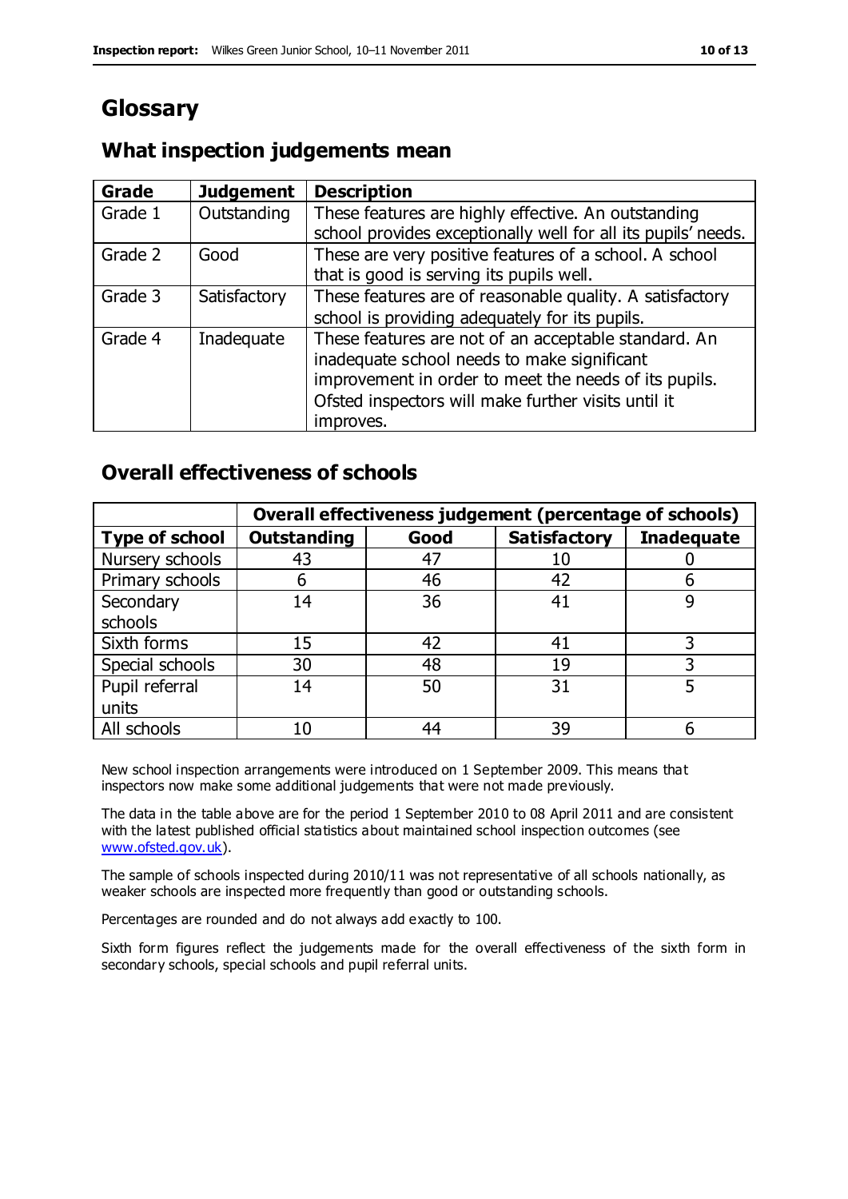# Glossary

## What inspection judgements mean

| Grade | Judgement | Description |
|---|---|---|
| Grade 1 | Outstanding | These features are highly effective. An outstanding school provides exceptionally well for all its pupils' needs. |
| Grade 2 | Good | These are very positive features of a school. A school that is good is serving its pupils well. |
| Grade 3 | Satisfactory | These features are of reasonable quality. A satisfactory school is providing adequately for its pupils. |
| Grade 4 | Inadequate | These features are not of an acceptable standard. An inadequate school needs to make significant improvement in order to meet the needs of its pupils. Ofsted inspectors will make further visits until it improves. |

## Overall effectiveness of schools

| | Overall effectiveness judgement (percentage of schools) | | | |
|---|---|---|---|---|
| **Type of school** | **Outstanding** | **Good** | **Satisfactory** | **Inadequate** |
| Nursery schools | 43 | 47 | 10 | 0 |
| Primary schools | 6 | 46 | 42 | 6 |
| Secondary schools | 14 | 36 | 41 | 9 |
| Sixth forms | 15 | 42 | 41 | 3 |
| Special schools | 30 | 48 | 19 | 3 |
| Pupil referral units | 14 | 50 | 31 | 5 |
| All schools | 10 | 44 | 39 | 6 |

New school inspection arrangements were introduced on 1 September 2009. This means that inspectors now make some additional judgements that were not made previously.

The data in the table above are for the period 1 September 2010 to 08 April 2011 and are consistent with the latest published official statistics about maintained school inspection outcomes (see www.ofsted.gov.uk).

The sample of schools inspected during 2010/11 was not representative of all schools nationally, as weaker schools are inspected more frequently than good or outstanding schools.

Percentages are rounded and do not always add exactly to 100.

Sixth form figures reflect the judgements made for the overall effectiveness of the sixth form in secondary schools, special schools and pupil referral units.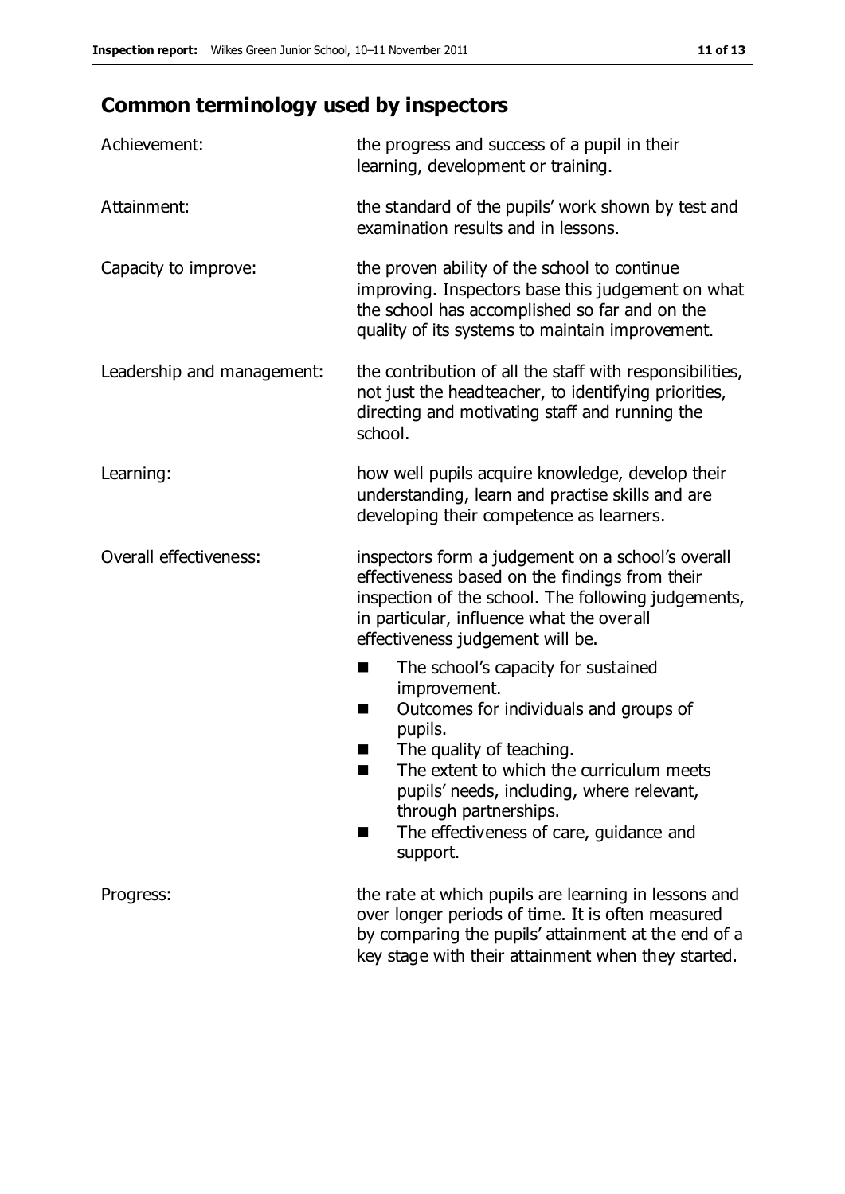## Common terminology used by inspectors

| | |
|---|---|
| Achievement: | the progress and success of a pupil in their learning, development or training. |
| Attainment: | the standard of the pupils' work shown by test and examination results and in lessons. |
| Capacity to improve: | the proven ability of the school to continue improving. Inspectors base this judgement on what the school has accomplished so far and on the quality of its systems to maintain improvement. |
| Leadership and management: | the contribution of all the staff with responsibilities, not just the headteacher, to identifying priorities, directing and motivating staff and running the school. |
| Learning: | how well pupils acquire knowledge, develop their understanding, learn and practise skills and are developing their competence as learners. |
| Overall effectiveness: | inspectors form a judgement on a school's overall effectiveness based on the findings from their inspection of the school. The following judgements, in particular, influence what the overall effectiveness judgement will be.<br>■ The school's capacity for sustained improvement.<br>■ Outcomes for individuals and groups of pupils.<br>■ The quality of teaching.<br>■ The extent to which the curriculum meets pupils' needs, including, where relevant, through partnerships.<br>■ The effectiveness of care, guidance and support. |
| Progress: | the rate at which pupils are learning in lessons and over longer periods of time. It is often measured by comparing the pupils' attainment at the end of a key stage with their attainment when they started. |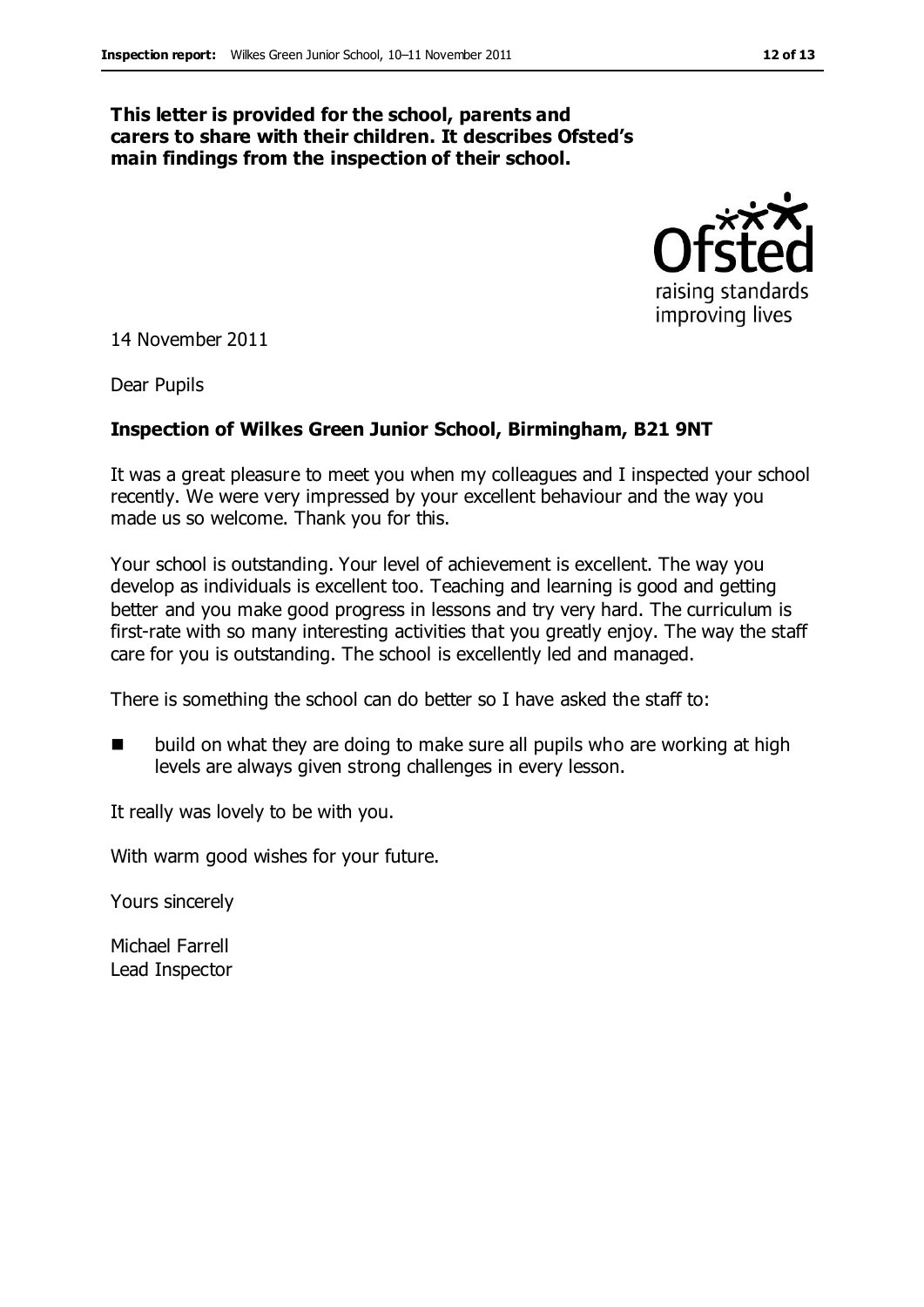**This letter is provided for the school, parents and carers to share with their children. It describes Ofsted's main findings from the inspection of their school.**

14 November 2011

Dear Pupils

**Inspection of Wilkes Green Junior School, Birmingham, B21 9NT**

It was a great pleasure to meet you when my colleagues and I inspected your school recently. We were very impressed by your excellent behaviour and the way you made us so welcome. Thank you for this.

Your school is outstanding. Your level of achievement is excellent. The way you develop as individuals is excellent too. Teaching and learning is good and getting better and you make good progress in lessons and try very hard. The curriculum is first-rate with so many interesting activities that you greatly enjoy. The way the staff care for you is outstanding. The school is excellently led and managed.

There is something the school can do better so I have asked the staff to:

- build on what they are doing to make sure all pupils who are working at high levels are always given strong challenges in every lesson.

It really was lovely to be with you.

With warm good wishes for your future.

Yours sincerely

Michael Farrell
Lead Inspector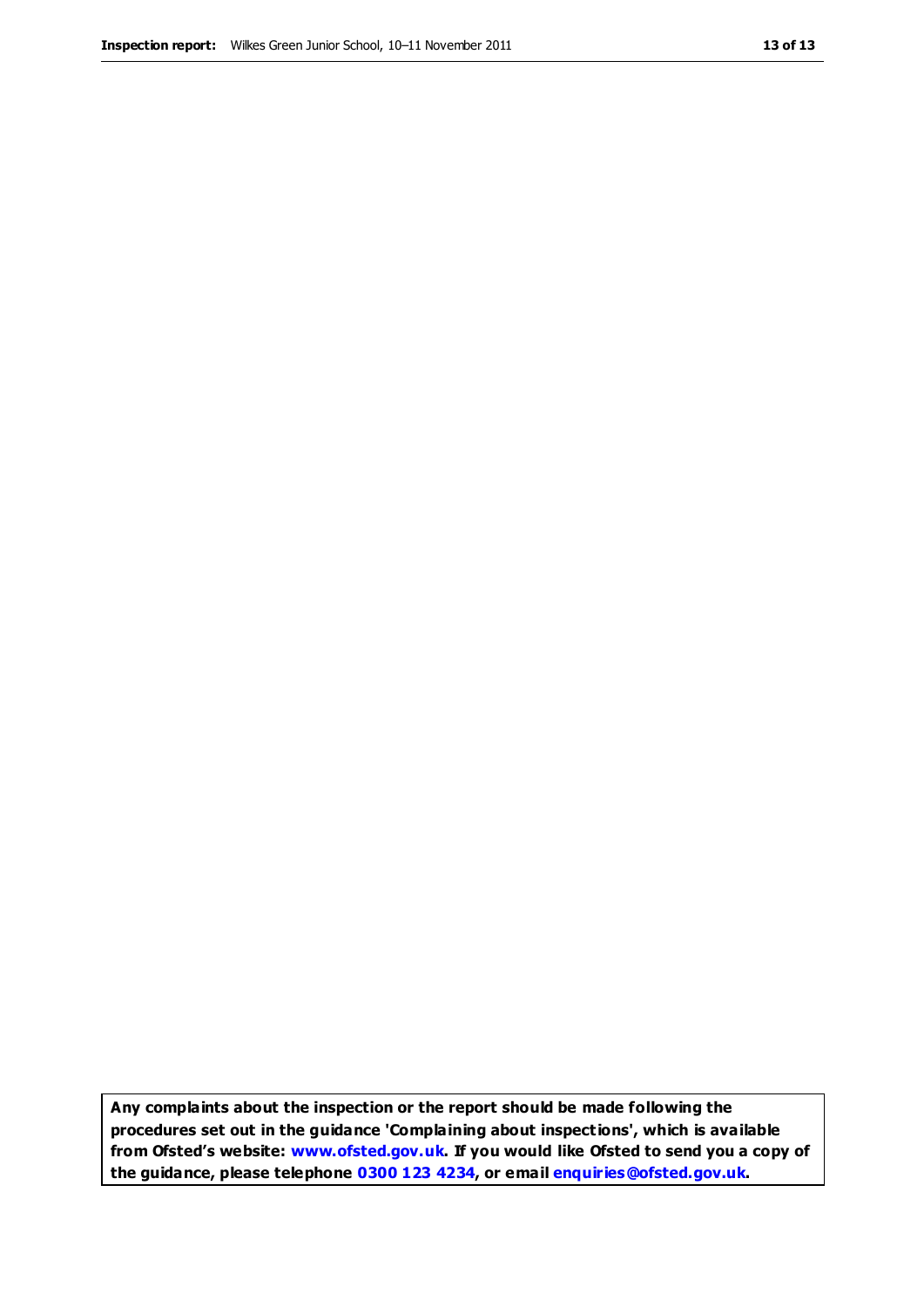**Any complaints about the inspection or the report should be made following the procedures set out in the guidance 'Complaining about inspections', which is available from Ofsted's website: www.ofsted.gov.uk. If you would like Ofsted to send you a copy of the guidance, please telephone 0300 123 4234, or email enquiries@ofsted.gov.uk.**